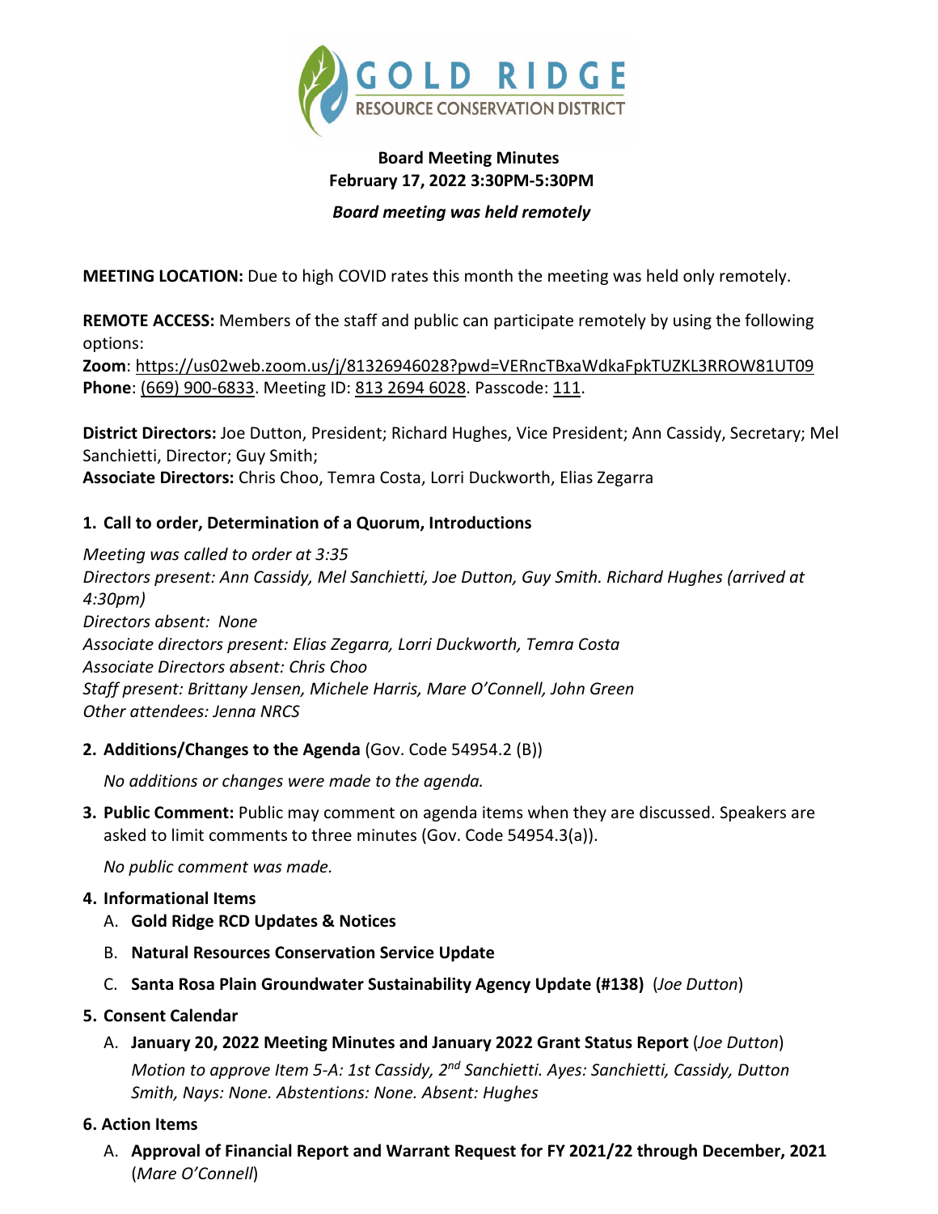GOLD RIDGE
RESOURCE CONSERVATION DISTRICT

**Board Meeting Minutes**
**February 17, 2022 3:30PM-5:30PM**
***Board meeting was held remotely***

**MEETING LOCATION:** Due to high COVID rates this month the meeting was held only remotely.

**REMOTE ACCESS:** Members of the staff and public can participate remotely by using the following options:
**Zoom**: https://us02web.zoom.us/j/81326946028?pwd=VERncTBxaWdkaFpkTUZKL3RROW81UT09
**Phone**: (669) 900-6833. Meeting ID: 813 2694 6028. Passcode: 111.

**District Directors:** Joe Dutton, President; Richard Hughes, Vice President; Ann Cassidy, Secretary; Mel Sanchietti, Director; Guy Smith;
**Associate Directors:** Chris Choo, Temra Costa, Lorri Duckworth, Elias Zegarra

**1. Call to order, Determination of a Quorum, Introductions**

*Meeting was called to order at 3:35*
*Directors present: Ann Cassidy, Mel Sanchietti, Joe Dutton, Guy Smith. Richard Hughes (arrived at 4:30pm)*
*Directors absent: None*
*Associate directors present: Elias Zegarra, Lorri Duckworth, Temra Costa*
*Associate Directors absent: Chris Choo*
*Staff present: Brittany Jensen, Michele Harris, Mare O'Connell, John Green*
*Other attendees: Jenna NRCS*

**2. Additions/Changes to the Agenda** (Gov. Code 54954.2 (B))

*No additions or changes were made to the agenda.*

**3. Public Comment:** Public may comment on agenda items when they are discussed. Speakers are asked to limit comments to three minutes (Gov. Code 54954.3(a)).

*No public comment was made.*

**4. Informational Items**

A. **Gold Ridge RCD Updates & Notices**

B. **Natural Resources Conservation Service Update**

C. **Santa Rosa Plain Groundwater Sustainability Agency Update (#138)** (*Joe Dutton*)

**5. Consent Calendar**

A. **January 20, 2022 Meeting Minutes and January 2022 Grant Status Report** (*Joe Dutton*)
*Motion to approve Item 5-A: 1st Cassidy, 2nd Sanchietti. Ayes: Sanchietti, Cassidy, Dutton Smith, Nays: None. Abstentions: None. Absent: Hughes*

**6. Action Items**

A. **Approval of Financial Report and Warrant Request for FY 2021/22 through December, 2021** (*Mare O'Connell*)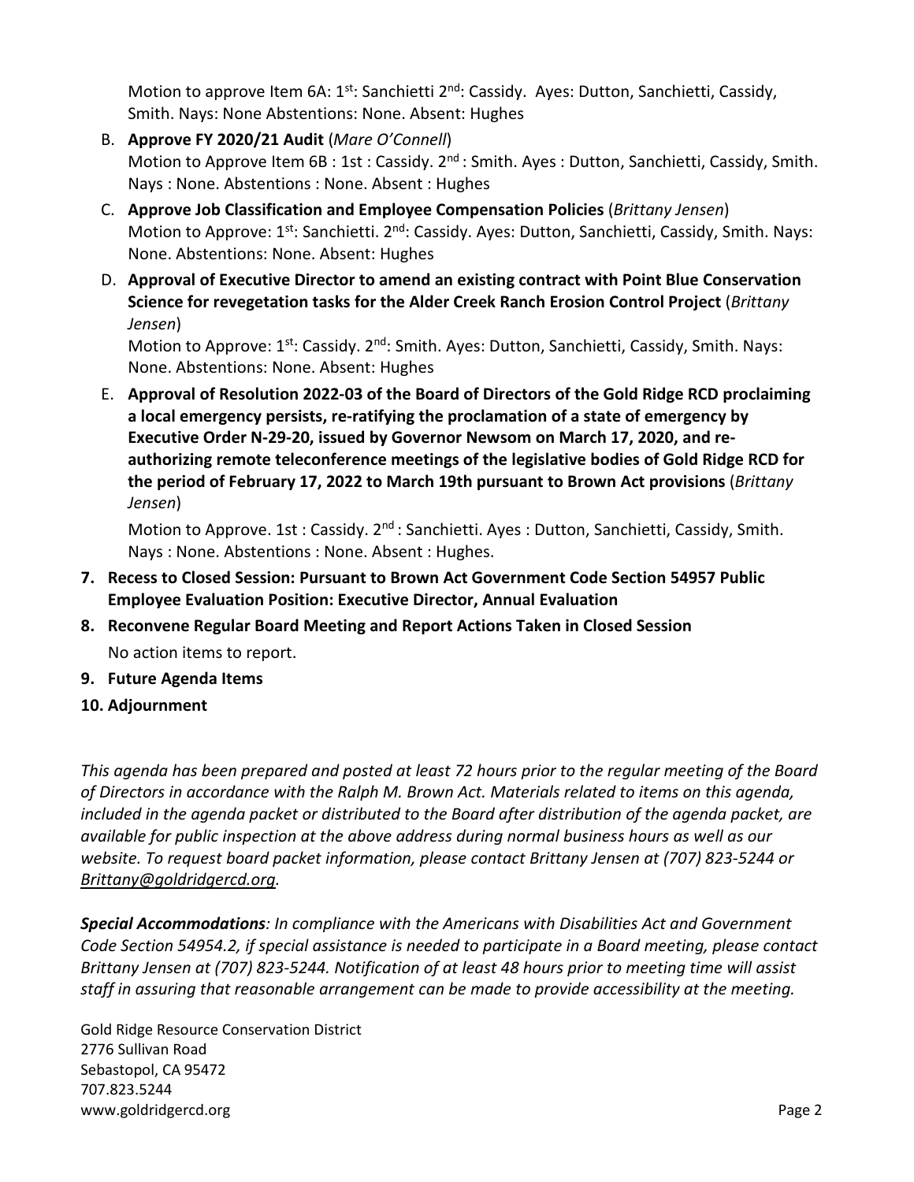Motion to approve Item 6A: 1st: Sanchietti 2nd: Cassidy. Ayes: Dutton, Sanchietti, Cassidy, Smith. Nays: None Abstentions: None. Absent: Hughes

B. **Approve FY 2020/21 Audit** (*Mare O'Connell*)
   Motion to Approve Item 6B : 1st : Cassidy. 2nd : Smith. Ayes : Dutton, Sanchietti, Cassidy, Smith. Nays : None. Abstentions : None. Absent : Hughes

C. **Approve Job Classification and Employee Compensation Policies** (*Brittany Jensen*)
   Motion to Approve: 1st: Sanchietti. 2nd: Cassidy. Ayes: Dutton, Sanchietti, Cassidy, Smith. Nays: None. Abstentions: None. Absent: Hughes

D. **Approval of Executive Director to amend an existing contract with Point Blue Conservation Science for revegetation tasks for the Alder Creek Ranch Erosion Control Project** (*Brittany Jensen*)
   Motion to Approve: 1st: Cassidy. 2nd: Smith. Ayes: Dutton, Sanchietti, Cassidy, Smith. Nays: None. Abstentions: None. Absent: Hughes

E. **Approval of Resolution 2022-03 of the Board of Directors of the Gold Ridge RCD proclaiming a local emergency persists, re-ratifying the proclamation of a state of emergency by Executive Order N-29-20, issued by Governor Newsom on March 17, 2020, and re-authorizing remote teleconference meetings of the legislative bodies of Gold Ridge RCD for the period of February 17, 2022 to March 19th pursuant to Brown Act provisions** (*Brittany Jensen*)
   Motion to Approve. 1st : Cassidy. 2nd : Sanchietti. Ayes : Dutton, Sanchietti, Cassidy, Smith. Nays : None. Abstentions : None. Absent : Hughes.

**7. Recess to Closed Session: Pursuant to Brown Act Government Code Section 54957 Public Employee Evaluation Position: Executive Director, Annual Evaluation**

**8. Reconvene Regular Board Meeting and Report Actions Taken in Closed Session**
   No action items to report.

**9. Future Agenda Items**

**10. Adjournment**

*This agenda has been prepared and posted at least 72 hours prior to the regular meeting of the Board of Directors in accordance with the Ralph M. Brown Act. Materials related to items on this agenda, included in the agenda packet or distributed to the Board after distribution of the agenda packet, are available for public inspection at the above address during normal business hours as well as our website. To request board packet information, please contact Brittany Jensen at (707) 823-5244 or Brittany@goldridgercd.org.*

***Special Accommodations****: In compliance with the Americans with Disabilities Act and Government Code Section 54954.2, if special assistance is needed to participate in a Board meeting, please contact Brittany Jensen at (707) 823-5244. Notification of at least 48 hours prior to meeting time will assist staff in assuring that reasonable arrangement can be made to provide accessibility at the meeting.*

Gold Ridge Resource Conservation District
2776 Sullivan Road
Sebastopol, CA 95472
707.823.5244
www.goldridgercd.org